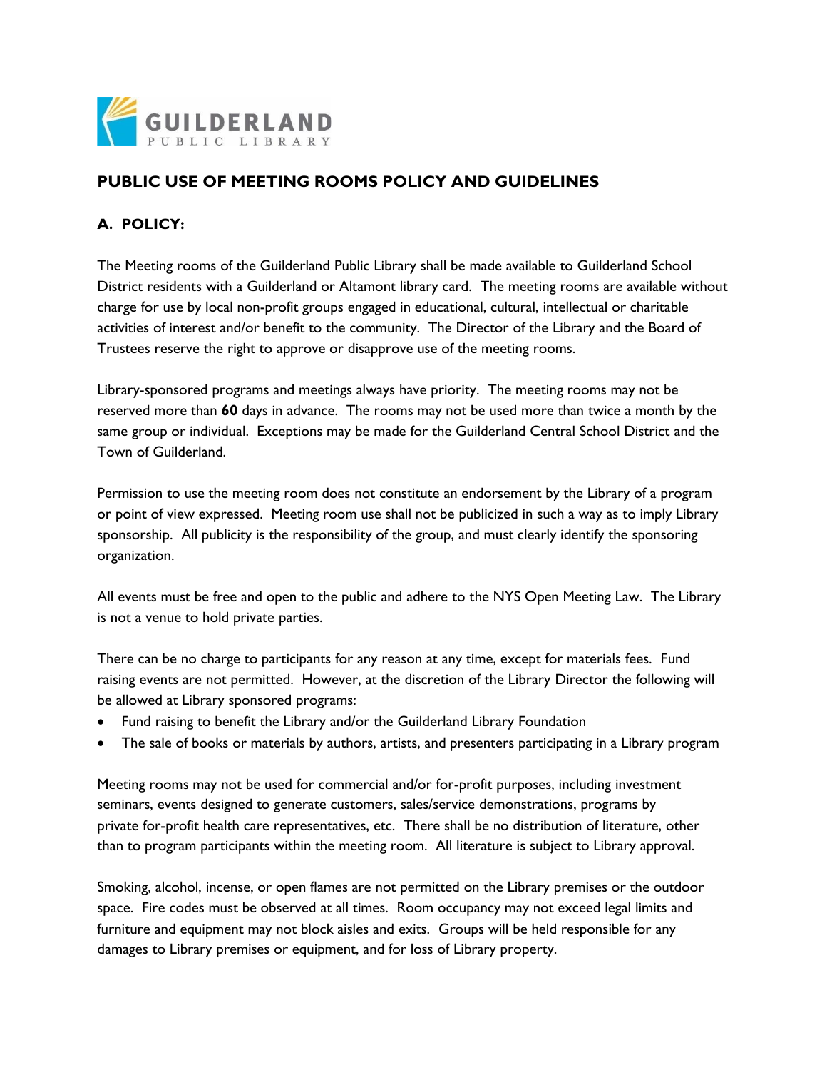GUILDERLAND PUBLIC LIBRARY

# PUBLIC USE OF MEETING ROOMS POLICY AND GUIDELINES

## A. POLICY:

The Meeting rooms of the Guilderland Public Library shall be made available to Guilderland School District residents with a Guilderland or Altamont library card. The meeting rooms are available without charge for use by local non-profit groups engaged in educational, cultural, intellectual or charitable activities of interest and/or benefit to the community. The Director of the Library and the Board of Trustees reserve the right to approve or disapprove use of the meeting rooms.

Library-sponsored programs and meetings always have priority. The meeting rooms may not be reserved more than **60** days in advance. The rooms may not be used more than twice a month by the same group or individual. Exceptions may be made for the Guilderland Central School District and the Town of Guilderland.

Permission to use the meeting room does not constitute an endorsement by the Library of a program or point of view expressed. Meeting room use shall not be publicized in such a way as to imply Library sponsorship. All publicity is the responsibility of the group, and must clearly identify the sponsoring organization.

All events must be free and open to the public and adhere to the NYS Open Meeting Law. The Library is not a venue to hold private parties.

There can be no charge to participants for any reason at any time, except for materials fees. Fund raising events are not permitted. However, at the discretion of the Library Director the following will be allowed at Library sponsored programs:

- Fund raising to benefit the Library and/or the Guilderland Library Foundation
- The sale of books or materials by authors, artists, and presenters participating in a Library program

Meeting rooms may not be used for commercial and/or for-profit purposes, including investment seminars, events designed to generate customers, sales/service demonstrations, programs by private for-profit health care representatives, etc. There shall be no distribution of literature, other than to program participants within the meeting room. All literature is subject to Library approval.

Smoking, alcohol, incense, or open flames are not permitted on the Library premises or the outdoor space. Fire codes must be observed at all times. Room occupancy may not exceed legal limits and furniture and equipment may not block aisles and exits. Groups will be held responsible for any damages to Library premises or equipment, and for loss of Library property.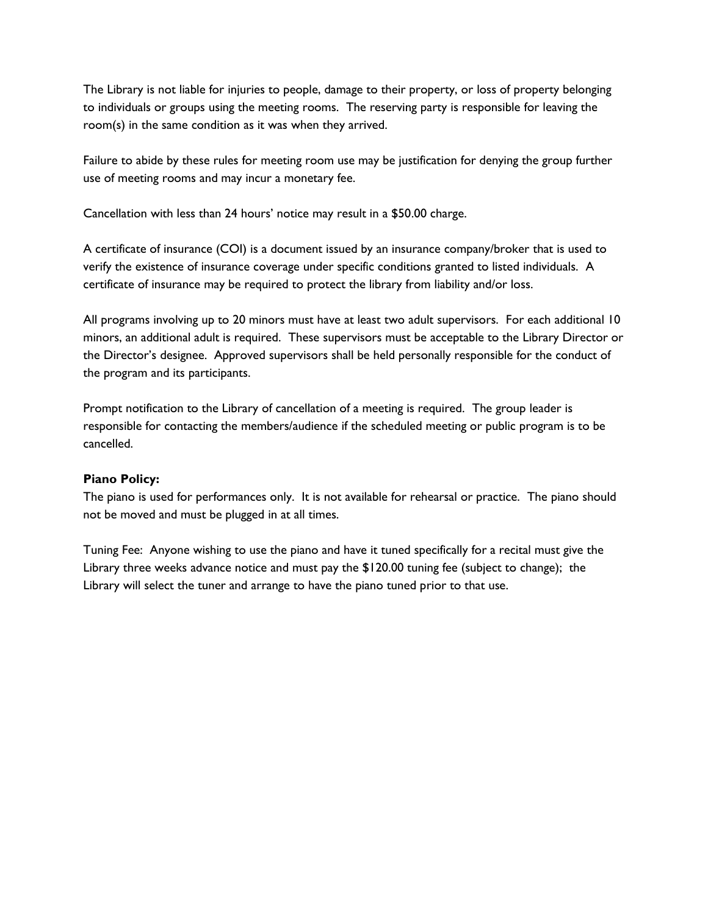The Library is not liable for injuries to people, damage to their property, or loss of property belonging to individuals or groups using the meeting rooms. The reserving party is responsible for leaving the room(s) in the same condition as it was when they arrived.

Failure to abide by these rules for meeting room use may be justification for denying the group further use of meeting rooms and may incur a monetary fee.

Cancellation with less than 24 hours' notice may result in a $50.00 charge.

A certificate of insurance (COI) is a document issued by an insurance company/broker that is used to verify the existence of insurance coverage under specific conditions granted to listed individuals. A certificate of insurance may be required to protect the library from liability and/or loss.

All programs involving up to 20 minors must have at least two adult supervisors. For each additional 10 minors, an additional adult is required. These supervisors must be acceptable to the Library Director or the Director's designee. Approved supervisors shall be held personally responsible for the conduct of the program and its participants.

Prompt notification to the Library of cancellation of a meeting is required. The group leader is responsible for contacting the members/audience if the scheduled meeting or public program is to be cancelled.

**Piano Policy:**
The piano is used for performances only. It is not available for rehearsal or practice. The piano should not be moved and must be plugged in at all times.

Tuning Fee: Anyone wishing to use the piano and have it tuned specifically for a recital must give the Library three weeks advance notice and must pay the $120.00 tuning fee (subject to change); the Library will select the tuner and arrange to have the piano tuned prior to that use.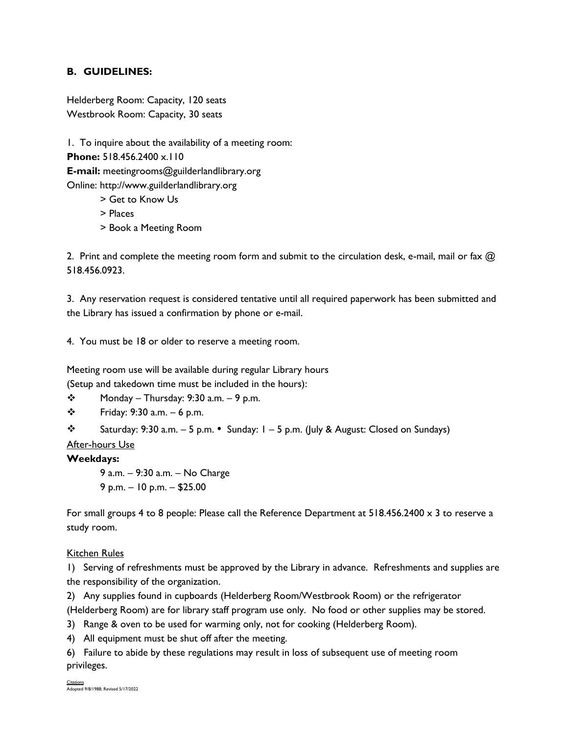## B. GUIDELINES:

Helderberg Room: Capacity, 120 seats
Westbrook Room: Capacity, 30 seats

1. To inquire about the availability of a meeting room:
**Phone:** 518.456.2400 x.110
**E-mail:** meetingrooms@guilderlandlibrary.org
Online: http://www.guilderlandlibrary.org

> Get to Know Us
> Places
> Book a Meeting Room

2. Print and complete the meeting room form and submit to the circulation desk, e-mail, mail or fax @ 518.456.0923.

3. Any reservation request is considered tentative until all required paperwork has been submitted and the Library has issued a confirmation by phone or e-mail.

4. You must be 18 or older to reserve a meeting room.

Meeting room use will be available during regular Library hours
(Setup and takedown time must be included in the hours):

- Monday – Thursday: 9:30 a.m. – 9 p.m.
- Friday: 9:30 a.m. – 6 p.m.
- Saturday: 9:30 a.m. – 5 p.m. • Sunday: 1 – 5 p.m. (July & August: Closed on Sundays)

After-hours Use

**Weekdays:**

9 a.m. – 9:30 a.m. – No Charge
9 p.m. – 10 p.m. – $25.00

For small groups 4 to 8 people: Please call the Reference Department at 518.456.2400 x 3 to reserve a study room.

Kitchen Rules

1) Serving of refreshments must be approved by the Library in advance. Refreshments and supplies are the responsibility of the organization.
2) Any supplies found in cupboards (Helderberg Room/Westbrook Room) or the refrigerator (Helderberg Room) are for library staff program use only. No food or other supplies may be stored.
3) Range & oven to be used for warming only, not for cooking (Helderberg Room).
4) All equipment must be shut off after the meeting.
6) Failure to abide by these regulations may result in loss of subsequent use of meeting room privileges.

Citations
Adopted 9/8/1988; Revised 5/17/2022